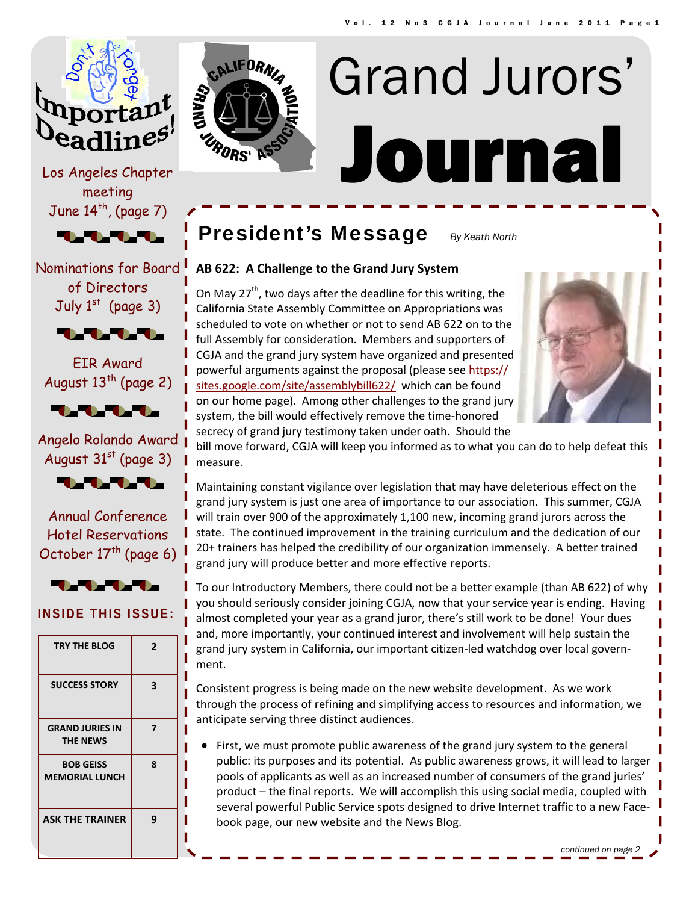# Grand Jurors' Journal

## Important Deadlines!

Don't Forget

Los Angeles Chapter meeting June 14th, (page 7)

Nominations for Board of Directors July 1st (page 3)

EIR Award August 13th (page 2)

Angelo Rolando Award August 31st (page 3)

Annual Conference Hotel Reservations October 17th (page 6)

### INSIDE THIS ISSUE:

| | |
|---|---|
| TRY THE BLOG | 2 |
| SUCCESS STORY | 3 |
| GRAND JURIES IN THE NEWS | 7 |
| BOB GEISS MEMORIAL LUNCH | 8 |
| ASK THE TRAINER | 9 |

## President's Message

*By Keath North*

**AB 622: A Challenge to the Grand Jury System**

On May 27th, two days after the deadline for this writing, the California State Assembly Committee on Appropriations was scheduled to vote on whether or not to send AB 622 on to the full Assembly for consideration. Members and supporters of CGJA and the grand jury system have organized and presented powerful arguments against the proposal (please see https://sites.google.com/site/assemblybill622/ which can be found on our home page). Among other challenges to the grand jury system, the bill would effectively remove the time-honored secrecy of grand jury testimony taken under oath. Should the bill move forward, CGJA will keep you informed as to what you can do to help defeat this measure.

Maintaining constant vigilance over legislation that may have deleterious effect on the grand jury system is just one area of importance to our association. This summer, CGJA will train over 900 of the approximately 1,100 new, incoming grand jurors across the state. The continued improvement in the training curriculum and the dedication of our 20+ trainers has helped the credibility of our organization immensely. A better trained grand jury will produce better and more effective reports.

To our Introductory Members, there could not be a better example (than AB 622) of why you should seriously consider joining CGJA, now that your service year is ending. Having almost completed your year as a grand juror, there's still work to be done! Your dues and, more importantly, your continued interest and involvement will help sustain the grand jury system in California, our important citizen-led watchdog over local government.

Consistent progress is being made on the new website development. As we work through the process of refining and simplifying access to resources and information, we anticipate serving three distinct audiences.

- First, we must promote public awareness of the grand jury system to the general public: its purposes and its potential. As public awareness grows, it will lead to larger pools of applicants as well as an increased number of consumers of the grand juries' product – the final reports. We will accomplish this using social media, coupled with several powerful Public Service spots designed to drive Internet traffic to a new Facebook page, our new website and the News Blog.

*continued on page 2*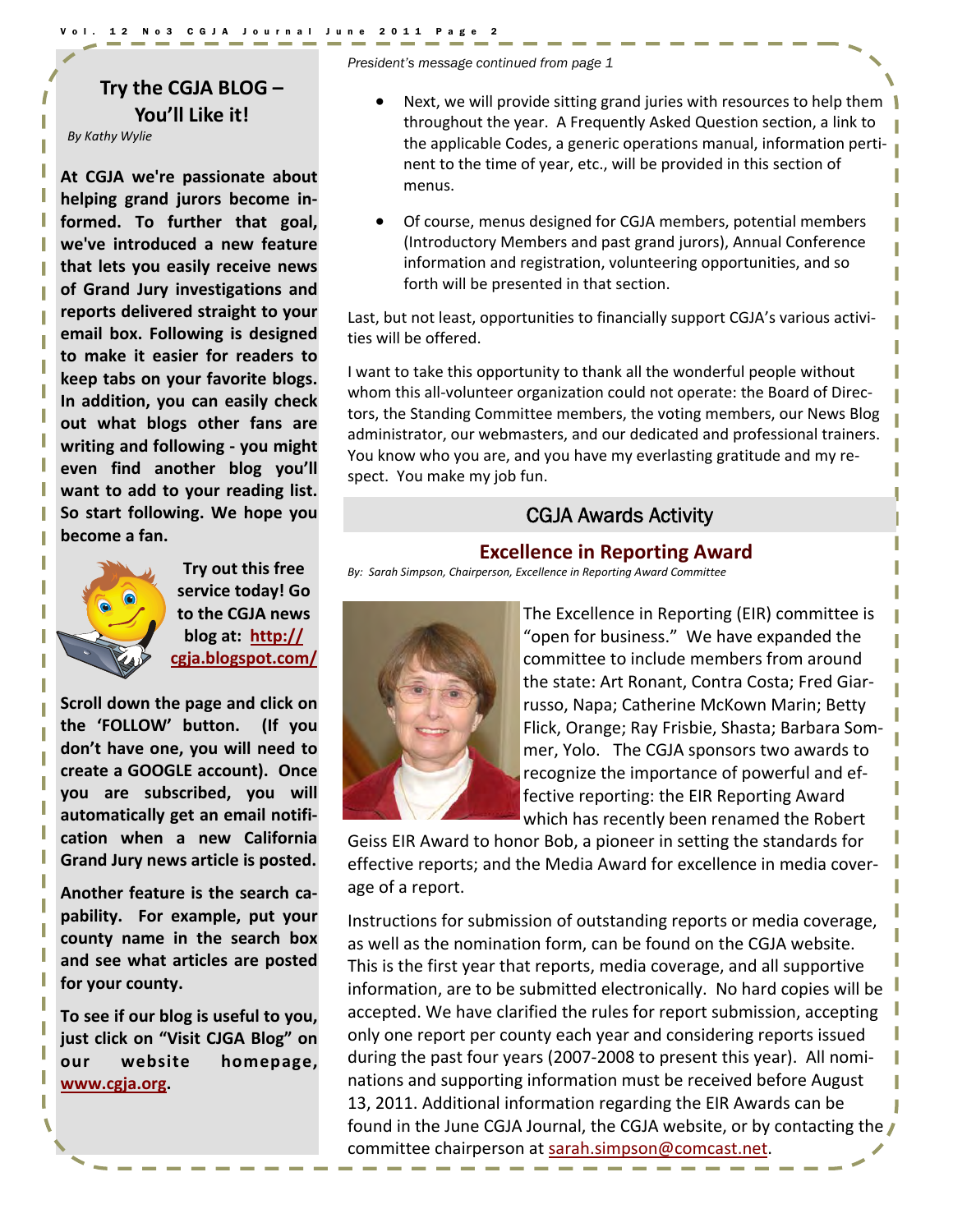## Try the CGJA BLOG – You'll Like it!

*By Kathy Wylie*

**At CGJA we're passionate about helping grand jurors become informed. To further that goal, we've introduced a new feature that lets you easily receive news of Grand Jury investigations and reports delivered straight to your email box. Following is designed to make it easier for readers to keep tabs on your favorite blogs. In addition, you can easily check out what blogs other fans are writing and following - you might even find another blog you'll want to add to your reading list. So start following. We hope you become a fan.**

**Try out this free service today! Go to the CGJA news blog at: http://cgja.blogspot.com/**

**Scroll down the page and click on the 'FOLLOW' button. (If you don't have one, you will need to create a GOOGLE account). Once you are subscribed, you will automatically get an email notification when a new California Grand Jury news article is posted.**

**Another feature is the search capability. For example, put your county name in the search box and see what articles are posted for your county.**

**To see if our blog is useful to you, just click on "Visit CJGA Blog" on our website homepage, www.cgja.org.**

*President's message continued from page 1*

- Next, we will provide sitting grand juries with resources to help them throughout the year. A Frequently Asked Question section, a link to the applicable Codes, a generic operations manual, information pertinent to the time of year, etc., will be provided in this section of menus.
- Of course, menus designed for CGJA members, potential members (Introductory Members and past grand jurors), Annual Conference information and registration, volunteering opportunities, and so forth will be presented in that section.

Last, but not least, opportunities to financially support CGJA's various activities will be offered.

I want to take this opportunity to thank all the wonderful people without whom this all-volunteer organization could not operate: the Board of Directors, the Standing Committee members, the voting members, our News Blog administrator, our webmasters, and our dedicated and professional trainers. You know who you are, and you have my everlasting gratitude and my respect. You make my job fun.

## CGJA Awards Activity

### Excellence in Reporting Award

*By: Sarah Simpson, Chairperson, Excellence in Reporting Award Committee*

The Excellence in Reporting (EIR) committee is "open for business." We have expanded the committee to include members from around the state: Art Ronant, Contra Costa; Fred Giarrusso, Napa; Catherine McKown Marin; Betty Flick, Orange; Ray Frisbie, Shasta; Barbara Sommer, Yolo. The CGJA sponsors two awards to recognize the importance of powerful and effective reporting: the EIR Reporting Award which has recently been renamed the Robert Geiss EIR Award to honor Bob, a pioneer in setting the standards for effective reports; and the Media Award for excellence in media coverage of a report.

Instructions for submission of outstanding reports or media coverage, as well as the nomination form, can be found on the CGJA website. This is the first year that reports, media coverage, and all supportive information, are to be submitted electronically. No hard copies will be accepted. We have clarified the rules for report submission, accepting only one report per county each year and considering reports issued during the past four years (2007-2008 to present this year). All nominations and supporting information must be received before August 13, 2011. Additional information regarding the EIR Awards can be found in the June CGJA Journal, the CGJA website, or by contacting the committee chairperson at sarah.simpson@comcast.net.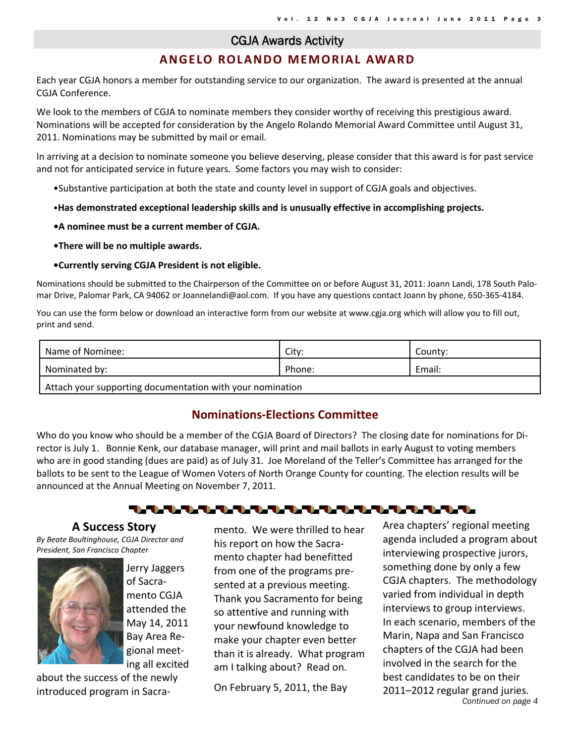## CGJA Awards Activity

### ANGELO ROLANDO MEMORIAL AWARD

Each year CGJA honors a member for outstanding service to our organization. The award is presented at the annual CGJA Conference.

We look to the members of CGJA to nominate members they consider worthy of receiving this prestigious award. Nominations will be accepted for consideration by the Angelo Rolando Memorial Award Committee until August 31, 2011. Nominations may be submitted by mail or email.

In arriving at a decision to nominate someone you believe deserving, please consider that this award is for past service and not for anticipated service in future years. Some factors you may wish to consider:

- Substantive participation at both the state and county level in support of CGJA goals and objectives.
- **Has demonstrated exceptional leadership skills and is unusually effective in accomplishing projects.**
- **A nominee must be a current member of CGJA.**
- **There will be no multiple awards.**
- **Currently serving CGJA President is not eligible.**

Nominations should be submitted to the Chairperson of the Committee on or before August 31, 2011: Joann Landi, 178 South Palomar Drive, Palomar Park, CA 94062 or Joannelandi@aol.com. If you have any questions contact Joann by phone, 650-365-4184.

You can use the form below or download an interactive form from our website at www.cgja.org which will allow you to fill out, print and send.

| Name of Nominee: | City: | County: |
|---|---|---|
| Nominated by: | Phone: | Email: |
| Attach your supporting documentation with your nomination | | |

### Nominations-Elections Committee

Who do you know who should be a member of the CGJA Board of Directors? The closing date for nominations for Director is July 1. Bonnie Kenk, our database manager, will print and mail ballots in early August to voting members who are in good standing (dues are paid) as of July 31. Joe Moreland of the Teller's Committee has arranged for the ballots to be sent to the League of Women Voters of North Orange County for counting. The election results will be announced at the Annual Meeting on November 7, 2011.

### A Success Story

*By Beate Boultinghouse, CGJA Director and President, San Francisco Chapter*

Jerry Jaggers of Sacramento CGJA attended the May 14, 2011 Bay Area Regional meeting all excited about the success of the newly introduced program in Sacramento. We were thrilled to hear his report on how the Sacramento chapter had benefitted from one of the programs presented at a previous meeting. Thank you Sacramento for being so attentive and running with your newfound knowledge to make your chapter even better than it is already. What program am I talking about? Read on.

On February 5, 2011, the Bay Area chapters' regional meeting agenda included a program about interviewing prospective jurors, something done by only a few CGJA chapters. The methodology varied from individual in depth interviews to group interviews. In each scenario, members of the Marin, Napa and San Francisco chapters of the CGJA had been involved in the search for the best candidates to be on their 2011–2012 regular grand juries.

*Continued on page 4*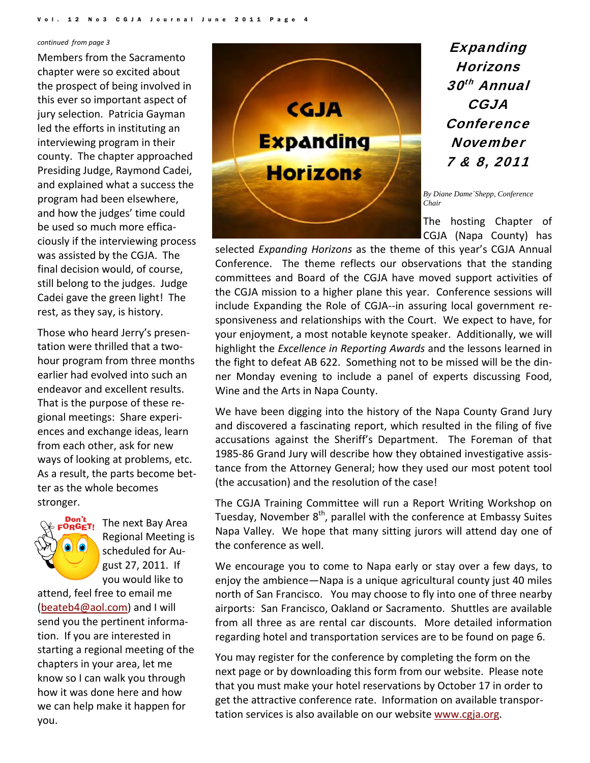*continued from page 3*

Members from the Sacramento chapter were so excited about the prospect of being involved in this ever so important aspect of jury selection. Patricia Gayman led the efforts in instituting an interviewing program in their county. The chapter approached Presiding Judge, Raymond Cadei, and explained what a success the program had been elsewhere, and how the judges' time could be used so much more efficaciously if the interviewing process was assisted by the CGJA. The final decision would, of course, still belong to the judges. Judge Cadei gave the green light! The rest, as they say, is history.

Those who heard Jerry's presentation were thrilled that a two-hour program from three months earlier had evolved into such an endeavor and excellent results. That is the purpose of these regional meetings: Share experiences and exchange ideas, learn from each other, ask for new ways of looking at problems, etc. As a result, the parts become better as the whole becomes stronger.

The next Bay Area Regional Meeting is scheduled for August 27, 2011. If you would like to attend, feel free to email me (beateb4@aol.com) and I will send you the pertinent information. If you are interested in starting a regional meeting of the chapters in your area, let me know so I can walk you through how it was done here and how we can help make it happen for you.

# *Expanding Horizons 30th Annual CGJA Conference November 7 & 8, 2011*

*By Diane Dame´Shepp, Conference Chair*

The hosting Chapter of CGJA (Napa County) has selected *Expanding Horizons* as the theme of this year's CGJA Annual Conference. The theme reflects our observations that the standing committees and Board of the CGJA have moved support activities of the CGJA mission to a higher plane this year. Conference sessions will include Expanding the Role of CGJA--in assuring local government responsiveness and relationships with the Court. We expect to have, for your enjoyment, a most notable keynote speaker. Additionally, we will highlight the *Excellence in Reporting Awards* and the lessons learned in the fight to defeat AB 622. Something not to be missed will be the dinner Monday evening to include a panel of experts discussing Food, Wine and the Arts in Napa County.

We have been digging into the history of the Napa County Grand Jury and discovered a fascinating report, which resulted in the filing of five accusations against the Sheriff's Department. The Foreman of that 1985-86 Grand Jury will describe how they obtained investigative assistance from the Attorney General; how they used our most potent tool (the accusation) and the resolution of the case!

The CGJA Training Committee will run a Report Writing Workshop on Tuesday, November 8th, parallel with the conference at Embassy Suites Napa Valley. We hope that many sitting jurors will attend day one of the conference as well.

We encourage you to come to Napa early or stay over a few days, to enjoy the ambience—Napa is a unique agricultural county just 40 miles north of San Francisco. You may choose to fly into one of three nearby airports: San Francisco, Oakland or Sacramento. Shuttles are available from all three as are rental car discounts. More detailed information regarding hotel and transportation services are to be found on page 6.

You may register for the conference by completing the form on the next page or by downloading this form from our website. Please note that you must make your hotel reservations by October 17 in order to get the attractive conference rate. Information on available transportation services is also available on our website www.cgja.org.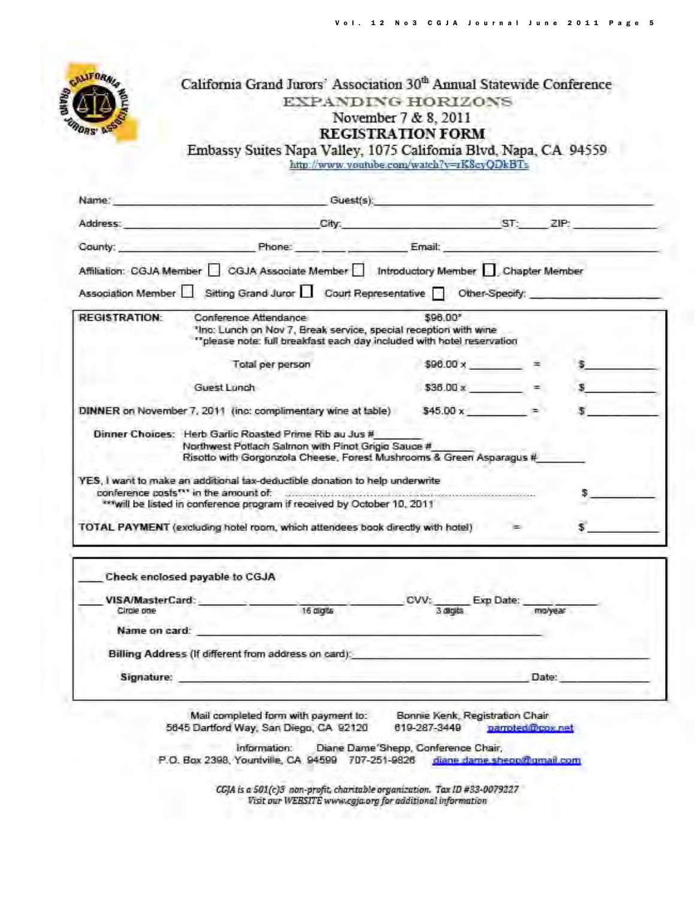# California Grand Jurors' Association 30th Annual Statewide Conference

## EXPANDING HORIZONS

November 7 & 8, 2011

## REGISTRATION FORM

Embassy Suites Napa Valley, 1075 California Blvd, Napa, CA 94559

http://www.youtube.com/watch?v=rK8cyQDkBTs

Name: ______________________ Guest(s): ______________________

Address: ______________________ City: ______________ ST: ____ ZIP: ________

County: ______________ Phone: ____ ____ ________ Email: ______________________

Affiliation: CGJA Member ☐ CGJA Associate Member ☐ Introductory Member ☐ Chapter Member

Association Member ☐ Sitting Grand Juror ☐ Court Representative ☐ Other-Specify: ______________

**REGISTRATION:** Conference Attendance $96.00*

*Inc: Lunch on Nov 7, Break service, special reception with wine

**please note: full breakfast each day included with hotel reservation

| | | | |
|---|---|---|---|
| Total per person | $96.00 x ________ | = | $________ |
| Guest Lunch | $38.00 x ________ | = | $________ |
| **DINNER** on November 7, 2011 (inc: complimentary wine at table) | $45.00 x ________ | = | $________ |

Dinner Choices: Herb Garlic Roasted Prime Rib au Jus #________

Northwest Potlach Salmon with Pinot Grigio Sauce #________

Risotto with Gorgonzola Cheese, Forest Mushrooms & Green Asparagus #________

**YES**, I want to make an additional tax-deductible donation to help underwrite conference costs*** in the amount of: ........................................ $________

***will be listed in conference program if received by October 10, 2011

**TOTAL PAYMENT** (excluding hotel room, which attendees book directly with hotel) = $________

____ **Check enclosed payable to CGJA**

____ **VISA/MasterCard:** ______ ______ ______ ______ CVV: ______ Exp Date: ____ ____

Circle one — 16 digits — 3 digits — mo/year

**Name on card:** ______________________

**Billing Address** (If different from address on card): ______________________

**Signature:** ______________________ Date: ____________

Mail completed form with payment to: Bonnie Kenk, Registration Chair
5845 Dartford Way, San Diego, CA 92120 619-287-3449 parroted@cox.net

Information: Diane Dame'Shepp, Conference Chair,
P.O. Box 2398, Yountville, CA 94599 707-251-9826 diane.dame.shepp@gmail.com

*CGJA is a 501(c)3 non-profit, charitable organization. Tax ID #33-0079227*

*Visit our WEBSITE www.cgja.org for additional information*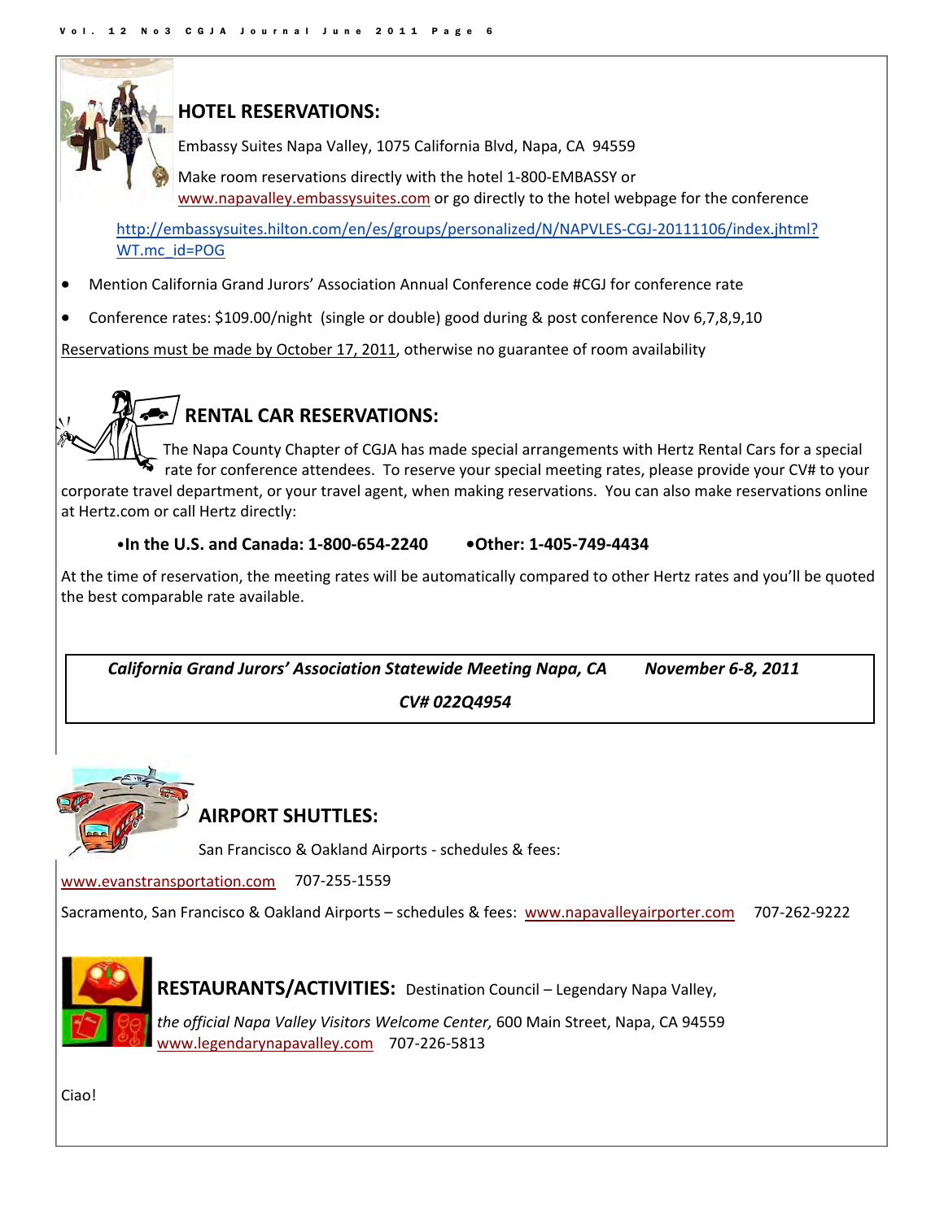## HOTEL RESERVATIONS:

Embassy Suites Napa Valley, 1075 California Blvd, Napa, CA 94559

Make room reservations directly with the hotel 1-800-EMBASSY or www.napavalley.embassysuites.com or go directly to the hotel webpage for the conference

http://embassysuites.hilton.com/en/es/groups/personalized/N/NAPVLES-CGJ-20111106/index.jhtml?WT.mc_id=POG

- Mention California Grand Jurors' Association Annual Conference code #CGJ for conference rate
- Conference rates: $109.00/night (single or double) good during & post conference Nov 6,7,8,9,10

Reservations must be made by October 17, 2011, otherwise no guarantee of room availability

## RENTAL CAR RESERVATIONS:

The Napa County Chapter of CGJA has made special arrangements with Hertz Rental Cars for a special rate for conference attendees. To reserve your special meeting rates, please provide your CV# to your corporate travel department, or your travel agent, when making reservations. You can also make reservations online at Hertz.com or call Hertz directly:

**•In the U.S. and Canada: 1-800-654-2240     •Other: 1-405-749-4434**

At the time of reservation, the meeting rates will be automatically compared to other Hertz rates and you'll be quoted the best comparable rate available.

***California Grand Jurors' Association Statewide Meeting Napa, CA     November 6-8, 2011***

***CV# 022Q4954***

## AIRPORT SHUTTLES:

San Francisco & Oakland Airports - schedules & fees:

www.evanstransportation.com   707-255-1559

Sacramento, San Francisco & Oakland Airports – schedules & fees: www.napavalleyairporter.com   707-262-9222

## RESTAURANTS/ACTIVITIES:

Destination Council – Legendary Napa Valley, *the official Napa Valley Visitors Welcome Center,* 600 Main Street, Napa, CA 94559
www.legendarynapavalley.com   707-226-5813

Ciao!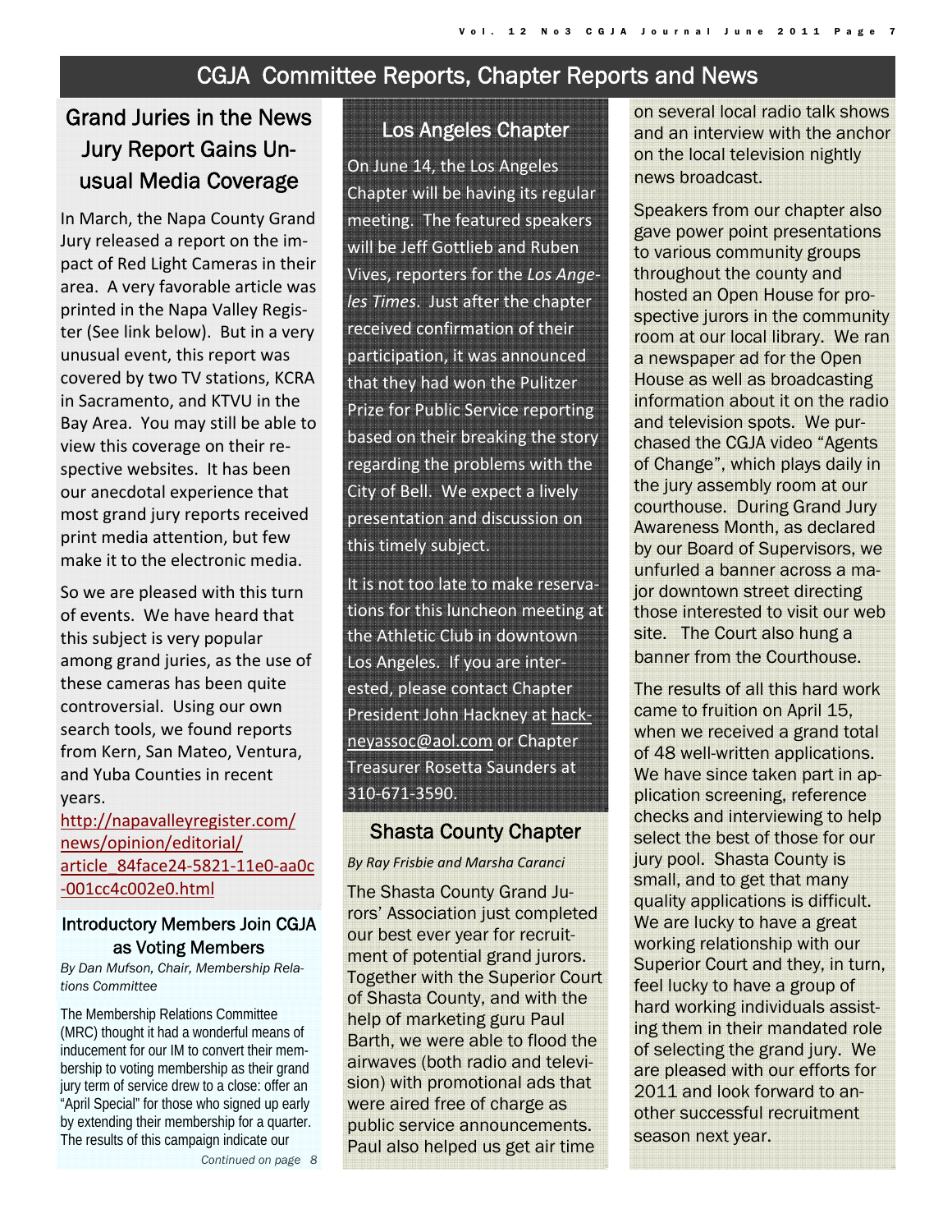## CGJA Committee Reports, Chapter Reports and News

### Grand Juries in the News Jury Report Gains Unusual Media Coverage

In March, the Napa County Grand Jury released a report on the impact of Red Light Cameras in their area. A very favorable article was printed in the Napa Valley Register (See link below). But in a very unusual event, this report was covered by two TV stations, KCRA in Sacramento, and KTVU in the Bay Area. You may still be able to view this coverage on their respective websites. It has been our anecdotal experience that most grand jury reports received print media attention, but few make it to the electronic media.

So we are pleased with this turn of events. We have heard that this subject is very popular among grand juries, as the use of these cameras has been quite controversial. Using our own search tools, we found reports from Kern, San Mateo, Ventura, and Yuba Counties in recent years.

http://napavalleyregister.com/news/opinion/editorial/article_84face24-5821-11e0-aa0c-001cc4c002e0.html

### Introductory Members Join CGJA as Voting Members

*By Dan Mufson, Chair, Membership Relations Committee*

The Membership Relations Committee (MRC) thought it had a wonderful means of inducement for our IM to convert their membership to voting membership as their grand jury term of service drew to a close: offer an "April Special" for those who signed up early by extending their membership for a quarter. The results of this campaign indicate our

*Continued on page 8*

### Los Angeles Chapter

On June 14, the Los Angeles Chapter will be having its regular meeting. The featured speakers will be Jeff Gottlieb and Ruben Vives, reporters for the *Los Angeles Times*. Just after the chapter received confirmation of their participation, it was announced that they had won the Pulitzer Prize for Public Service reporting based on their breaking the story regarding the problems with the City of Bell. We expect a lively presentation and discussion on this timely subject.

It is not too late to make reservations for this luncheon meeting at the Athletic Club in downtown Los Angeles. If you are interested, please contact Chapter President John Hackney at hackneyassoc@aol.com or Chapter Treasurer Rosetta Saunders at 310-671-3590.

### Shasta County Chapter

*By Ray Frisbie and Marsha Caranci*

The Shasta County Grand Jurors' Association just completed our best ever year for recruitment of potential grand jurors. Together with the Superior Court of Shasta County, and with the help of marketing guru Paul Barth, we were able to flood the airwaves (both radio and television) with promotional ads that were aired free of charge as public service announcements. Paul also helped us get air time on several local radio talk shows and an interview with the anchor on the local television nightly news broadcast.

Speakers from our chapter also gave power point presentations to various community groups throughout the county and hosted an Open House for prospective jurors in the community room at our local library. We ran a newspaper ad for the Open House as well as broadcasting information about it on the radio and television spots. We purchased the CGJA video "Agents of Change", which plays daily in the jury assembly room at our courthouse. During Grand Jury Awareness Month, as declared by our Board of Supervisors, we unfurled a banner across a major downtown street directing those interested to visit our web site. The Court also hung a banner from the Courthouse.

The results of all this hard work came to fruition on April 15, when we received a grand total of 48 well-written applications. We have since taken part in application screening, reference checks and interviewing to help select the best of those for our jury pool. Shasta County is small, and to get that many quality applications is difficult. We are lucky to have a great working relationship with our Superior Court and they, in turn, feel lucky to have a group of hard working individuals assisting them in their mandated role of selecting the grand jury. We are pleased with our efforts for 2011 and look forward to another successful recruitment season next year.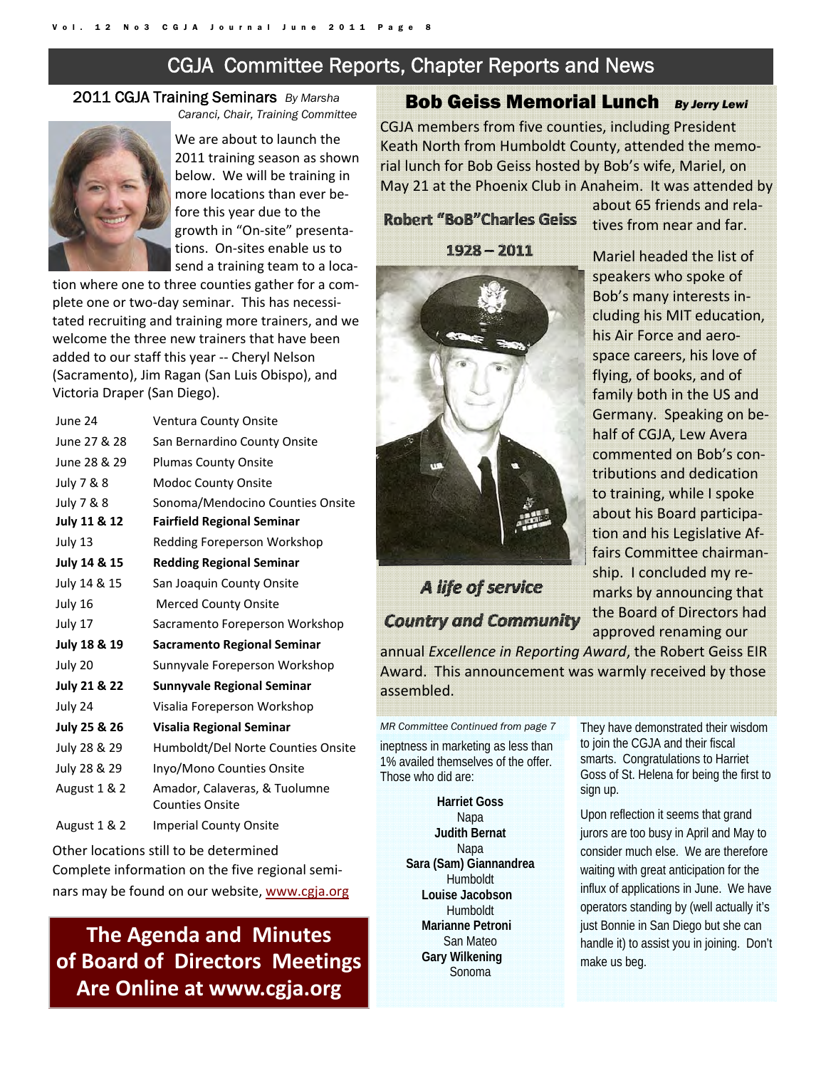# CGJA Committee Reports, Chapter Reports and News

## 2011 CGJA Training Seminars *By Marsha Caranci, Chair, Training Committee*

We are about to launch the 2011 training season as shown below. We will be training in more locations than ever before this year due to the growth in "On-site" presentations. On-sites enable us to send a training team to a location where one to three counties gather for a complete one or two-day seminar. This has necessitated recruiting and training more trainers, and we welcome the three new trainers that have been added to our staff this year -- Cheryl Nelson (Sacramento), Jim Ragan (San Luis Obispo), and Victoria Draper (San Diego).

| Date | Location |
|---|---|
| June 24 | Ventura County Onsite |
| June 27 & 28 | San Bernardino County Onsite |
| June 28 & 29 | Plumas County Onsite |
| July 7 & 8 | Modoc County Onsite |
| July 7 & 8 | Sonoma/Mendocino Counties Onsite |
| **July 11 & 12** | **Fairfield Regional Seminar** |
| July 13 | Redding Foreperson Workshop |
| **July 14 & 15** | **Redding Regional Seminar** |
| July 14 & 15 | San Joaquin County Onsite |
| July 16 | Merced County Onsite |
| July 17 | Sacramento Foreperson Workshop |
| **July 18 & 19** | **Sacramento Regional Seminar** |
| July 20 | Sunnyvale Foreperson Workshop |
| **July 21 & 22** | **Sunnyvale Regional Seminar** |
| July 24 | Visalia Foreperson Workshop |
| **July 25 & 26** | **Visalia Regional Seminar** |
| July 28 & 29 | Humboldt/Del Norte Counties Onsite |
| July 28 & 29 | Inyo/Mono Counties Onsite |
| August 1 & 2 | Amador, Calaveras, & Tuolumne Counties Onsite |
| August 1 & 2 | Imperial County Onsite |

Other locations still to be determined

Complete information on the five regional seminars may be found on our website, www.cgja.org

**The Agenda and Minutes of Board of Directors Meetings Are Online at www.cgja.org**

## Bob Geiss Memorial Lunch *By Jerry Lewi*

CGJA members from five counties, including President Keath North from Humboldt County, attended the memorial lunch for Bob Geiss hosted by Bob's wife, Mariel, on May 21 at the Phoenix Club in Anaheim. It was attended by about 65 friends and relatives from near and far.

**Robert "BoB"Charles Geiss**

**1928 – 2011**

***A life of service***

***Country and Community***

Mariel headed the list of speakers who spoke of Bob's many interests including his MIT education, his Air Force and aerospace careers, his love of flying, of books, and of family both in the US and Germany. Speaking on behalf of CGJA, Lew Avera commented on Bob's contributions and dedication to training, while I spoke about his Board participation and his Legislative Affairs Committee chairmanship. I concluded my remarks by announcing that the Board of Directors had approved renaming our annual *Excellence in Reporting Award*, the Robert Geiss EIR Award. This announcement was warmly received by those assembled.

*MR Committee Continued from page 7*

ineptness in marketing as less than 1% availed themselves of the offer. Those who did are:

**Harriet Goss**
Napa
**Judith Bernat**
Napa
**Sara (Sam) Giannandrea**
Humboldt
**Louise Jacobson**
Humboldt
**Marianne Petroni**
San Mateo
**Gary Wilkening**
Sonoma

They have demonstrated their wisdom to join the CGJA and their fiscal smarts. Congratulations to Harriet Goss of St. Helena for being the first to sign up.

Upon reflection it seems that grand jurors are too busy in April and May to consider much else. We are therefore waiting with great anticipation for the influx of applications in June. We have operators standing by (well actually it's just Bonnie in San Diego but she can handle it) to assist you in joining. Don't make us beg.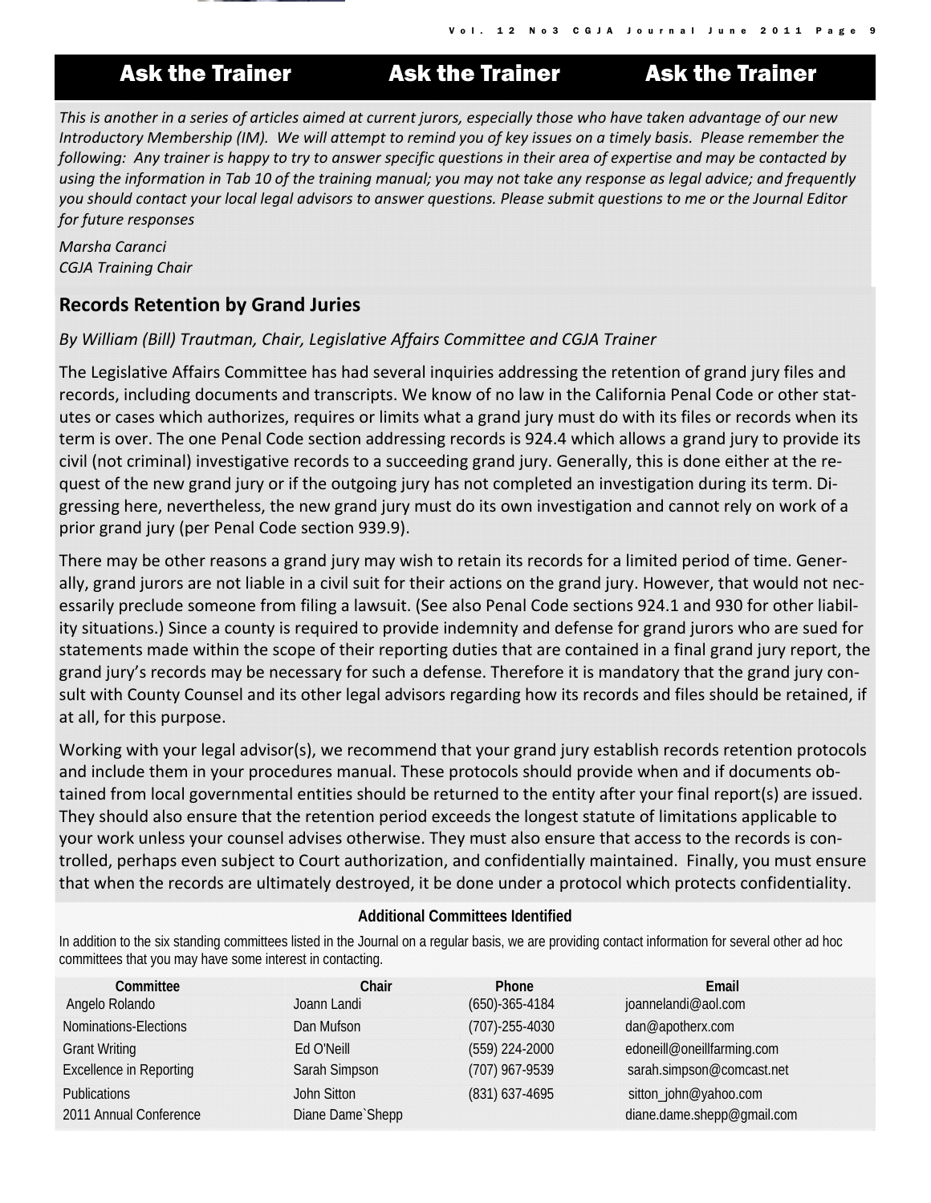# Ask the Trainer Ask the Trainer Ask the Trainer

*This is another in a series of articles aimed at current jurors, especially those who have taken advantage of our new Introductory Membership (IM). We will attempt to remind you of key issues on a timely basis. Please remember the following: Any trainer is happy to try to answer specific questions in their area of expertise and may be contacted by using the information in Tab 10 of the training manual; you may not take any response as legal advice; and frequently you should contact your local legal advisors to answer questions. Please submit questions to me or the Journal Editor for future responses*

*Marsha Caranci*
*CGJA Training Chair*

## Records Retention by Grand Juries

*By William (Bill) Trautman, Chair, Legislative Affairs Committee and CGJA Trainer*

The Legislative Affairs Committee has had several inquiries addressing the retention of grand jury files and records, including documents and transcripts. We know of no law in the California Penal Code or other statutes or cases which authorizes, requires or limits what a grand jury must do with its files or records when its term is over. The one Penal Code section addressing records is 924.4 which allows a grand jury to provide its civil (not criminal) investigative records to a succeeding grand jury. Generally, this is done either at the request of the new grand jury or if the outgoing jury has not completed an investigation during its term. Digressing here, nevertheless, the new grand jury must do its own investigation and cannot rely on work of a prior grand jury (per Penal Code section 939.9).

There may be other reasons a grand jury may wish to retain its records for a limited period of time. Generally, grand jurors are not liable in a civil suit for their actions on the grand jury. However, that would not necessarily preclude someone from filing a lawsuit. (See also Penal Code sections 924.1 and 930 for other liability situations.) Since a county is required to provide indemnity and defense for grand jurors who are sued for statements made within the scope of their reporting duties that are contained in a final grand jury report, the grand jury's records may be necessary for such a defense. Therefore it is mandatory that the grand jury consult with County Counsel and its other legal advisors regarding how its records and files should be retained, if at all, for this purpose.

Working with your legal advisor(s), we recommend that your grand jury establish records retention protocols and include them in your procedures manual. These protocols should provide when and if documents obtained from local governmental entities should be returned to the entity after your final report(s) are issued. They should also ensure that the retention period exceeds the longest statute of limitations applicable to your work unless your counsel advises otherwise. They must also ensure that access to the records is controlled, perhaps even subject to Court authorization, and confidentially maintained. Finally, you must ensure that when the records are ultimately destroyed, it be done under a protocol which protects confidentiality.

### Additional Committees Identified

In addition to the six standing committees listed in the Journal on a regular basis, we are providing contact information for several other ad hoc committees that you may have some interest in contacting.

| Committee | Chair | Phone | Email |
|---|---|---|---|
| Angelo Rolando | Joann Landi | (650)-365-4184 | joannelandi@aol.com |
| Nominations-Elections | Dan Mufson | (707)-255-4030 | dan@apotherx.com |
| Grant Writing | Ed O'Neill | (559) 224-2000 | edoneill@oneillfarming.com |
| Excellence in Reporting | Sarah Simpson | (707) 967-9539 | sarah.simpson@comcast.net |
| Publications | John Sitton | (831) 637-4695 | sitton_john@yahoo.com |
| 2011 Annual Conference | Diane Dame`Shepp | | diane.dame.shepp@gmail.com |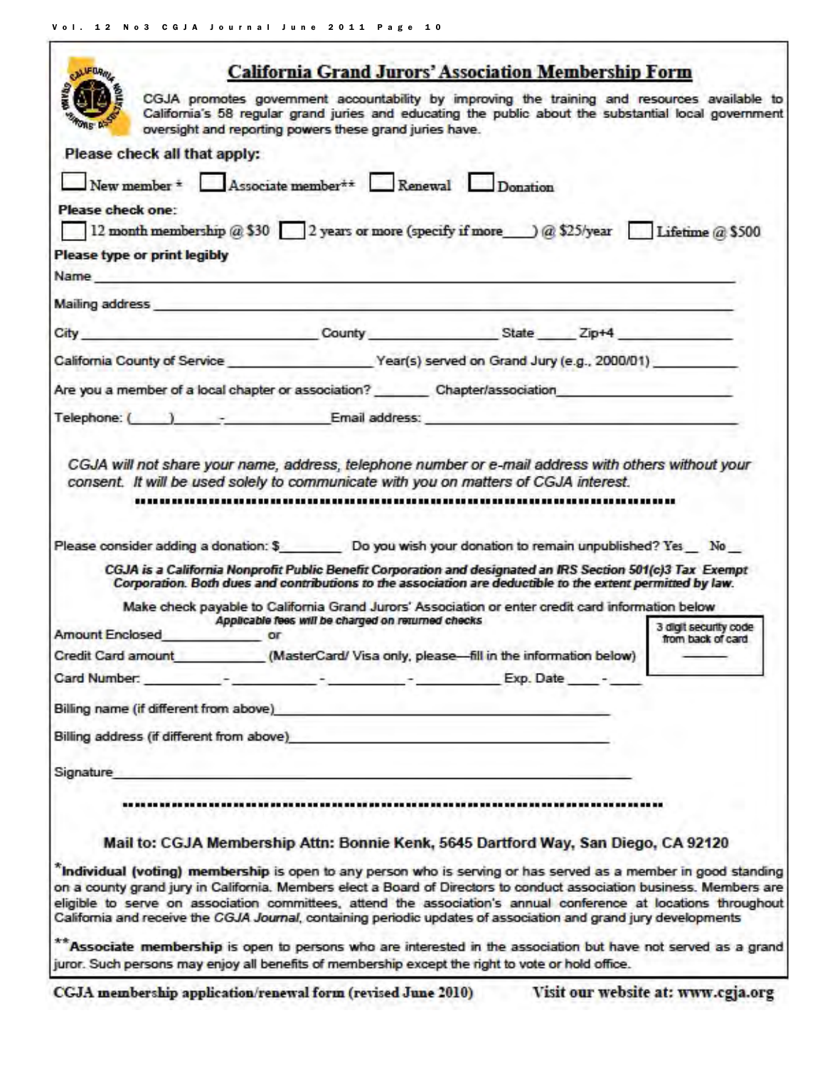# California Grand Jurors' Association Membership Form

CGJA promotes government accountability by improving the training and resources available to California's 58 regular grand juries and educating the public about the substantial local government oversight and reporting powers these grand juries have.

**Please check all that apply:**

☐ New member * ☐ Associate member** ☐ Renewal ☐ Donation

**Please check one:**

☐ 12 month membership @ $30 ☐ 2 years or more (specify if more____) @ $25/year ☐ Lifetime @ $500

**Please type or print legibly**

Name ______________________________________________________________

Mailing address ______________________________________________________

City ____________________ County ______________ State _____ Zip+4 ___________

California County of Service ________________ Year(s) served on Grand Jury (e.g., 2000/01) __________

Are you a member of a local chapter or association? _______ Chapter/association___________________

Telephone: (_____)______-__________ Email address: ___________________________________

*CGJA will not share your name, address, telephone number or e-mail address with others without your consent. It will be used solely to communicate with you on matters of CGJA interest.*

---

Please consider adding a donation: $________ Do you wish your donation to remain unpublished? Yes__ No__

***CGJA is a California Nonprofit Public Benefit Corporation and designated an IRS Section 501(c)3 Tax Exempt Corporation. Both dues and contributions to the association are deductible to the extent permitted by law.***

Make check payable to California Grand Jurors' Association or enter credit card information below

*Applicable fees will be charged on returned checks*

Amount Enclosed______________ or

Credit Card amount____________ (MasterCard/ Visa only, please—fill in the information below)

Card Number: __________-__________-__________-__________ Exp. Date ____-____

3 digit security code from back of card ______

Billing name (if different from above)___________________________________

Billing address (if different from above)_________________________________

Signature______________________________________________________

---

**Mail to: CGJA Membership Attn: Bonnie Kenk, 5645 Dartford Way, San Diego, CA 92120**

***Individual (voting) membership** is open to any person who is serving or has served as a member in good standing on a county grand jury in California. Members elect a Board of Directors to conduct association business. Members are eligible to serve on association committees, attend the association's annual conference at locations throughout California and receive the *CGJA Journal*, containing periodic updates of association and grand jury developments

****Associate membership** is open to persons who are interested in the association but have not served as a grand juror. Such persons may enjoy all benefits of membership except the right to vote or hold office.

**CGJA membership application/renewal form (revised June 2010)** **Visit our website at: www.cgja.org**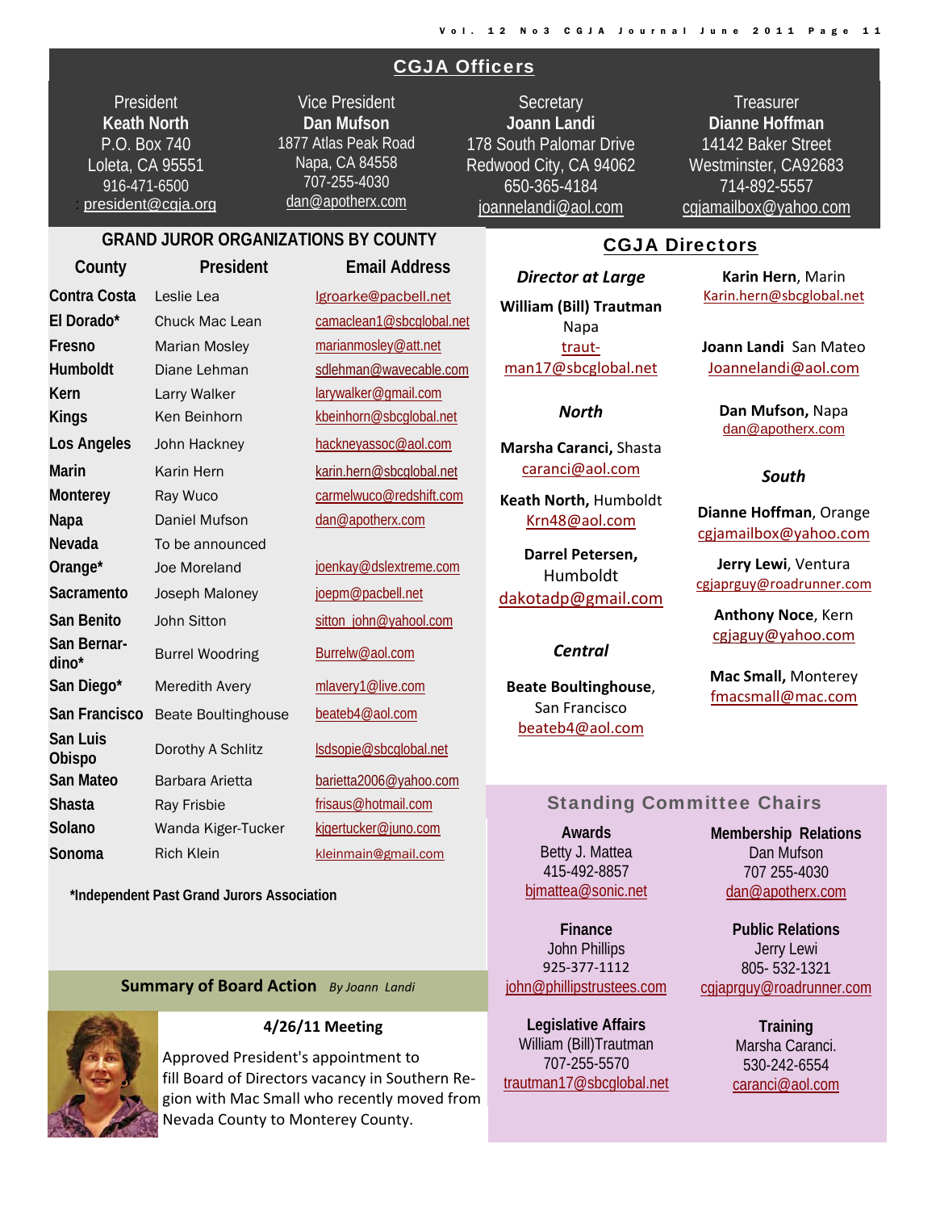## CGJA Officers

**President**
**Keath North**
P.O. Box 740
Loleta, CA 95551
916-471-6500
: president@cgja.org

**Vice President**
**Dan Mufson**
1877 Atlas Peak Road
Napa, CA 84558
707-255-4030
dan@apotherx.com

**Secretary**
**Joann Landi**
178 South Palomar Drive
Redwood City, CA 94062
650-365-4184
joannelandi@aol.com

**Treasurer**
**Dianne Hoffman**
14142 Baker Street
Westminster, CA92683
714-892-5557
cgjamailbox@yahoo.com

## GRAND JUROR ORGANIZATIONS BY COUNTY

| County | President | Email Address |
|---|---|---|
| Contra Costa | Leslie Lea | lgroarke@pacbell.net |
| El Dorado* | Chuck Mac Lean | camaclean1@sbcglobal.net |
| Fresno | Marian Mosley | marianmosley@att.net |
| Humboldt | Diane Lehman | sdlehman@wavecable.com |
| Kern | Larry Walker | larywalker@gmail.com |
| Kings | Ken Beinhorn | kbeinhorn@sbcglobal.net |
| Los Angeles | John Hackney | hackneyassoc@aol.com |
| Marin | Karin Hern | karin.hern@sbcglobal.net |
| Monterey | Ray Wuco | carmelwuco@redshift.com |
| Napa | Daniel Mufson | dan@apotherx.com |
| Nevada | To be announced | |
| Orange* | Joe Moreland | joenkay@dslextreme.com |
| Sacramento | Joseph Maloney | joepm@pacbell.net |
| San Benito | John Sitton | sitton_john@yahool.com |
| San Bernar-dino* | Burrel Woodring | Burrelw@aol.com |
| San Diego* | Meredith Avery | mlavery1@live.com |
| San Francisco | Beate Boultinghouse | beateb4@aol.com |
| San Luis Obispo | Dorothy A Schlitz | lsdsopie@sbcglobal.net |
| San Mateo | Barbara Arietta | barietta2006@yahoo.com |
| Shasta | Ray Frisbie | frisaus@hotmail.com |
| Solano | Wanda Kiger-Tucker | kjgertucker@juno.com |
| Sonoma | Rich Klein | kleinmain@gmail.com |

***Independent Past Grand Jurors Association**

### Summary of Board Action *By Joann Landi*

**4/26/11 Meeting**

Approved President's appointment to fill Board of Directors vacancy in Southern Region with Mac Small who recently moved from Nevada County to Monterey County.

## CGJA Directors

***Director at Large***

**William (Bill) Trautman** Napa
trautman17@sbcglobal.net

***North***

**Marsha Caranci,** Shasta
caranci@aol.com

**Keath North,** Humboldt
Krn48@aol.com

**Darrel Petersen,** Humboldt
dakotadp@gmail.com

***Central***

**Beate Boultinghouse**, San Francisco
beateb4@aol.com

**Karin Hern**, Marin
Karin.hern@sbcglobal.net

**Joann Landi** San Mateo
Joannelandi@aol.com

**Dan Mufson,** Napa
dan@apotherx.com

***South***

**Dianne Hoffman**, Orange
cgjamailbox@yahoo.com

**Jerry Lewi**, Ventura
cgjaprguy@roadrunner.com

**Anthony Noce**, Kern
cgjaguy@yahoo.com

**Mac Small,** Monterey
fmacsmall@mac.com

## Standing Committee Chairs

**Awards**
Betty J. Mattea
415-492-8857
bjmattea@sonic.net

**Membership Relations**
Dan Mufson
707 255-4030
dan@apotherx.com

**Finance**
John Phillips
925-377-1112
john@phillipstrustees.com

**Public Relations**
Jerry Lewi
805- 532-1321
cgjaprguy@roadrunner.com

**Legislative Affairs**
William (Bill)Trautman
707-255-5570
trautman17@sbcglobal.net

**Training**
Marsha Caranci.
530-242-6554
caranci@aol.com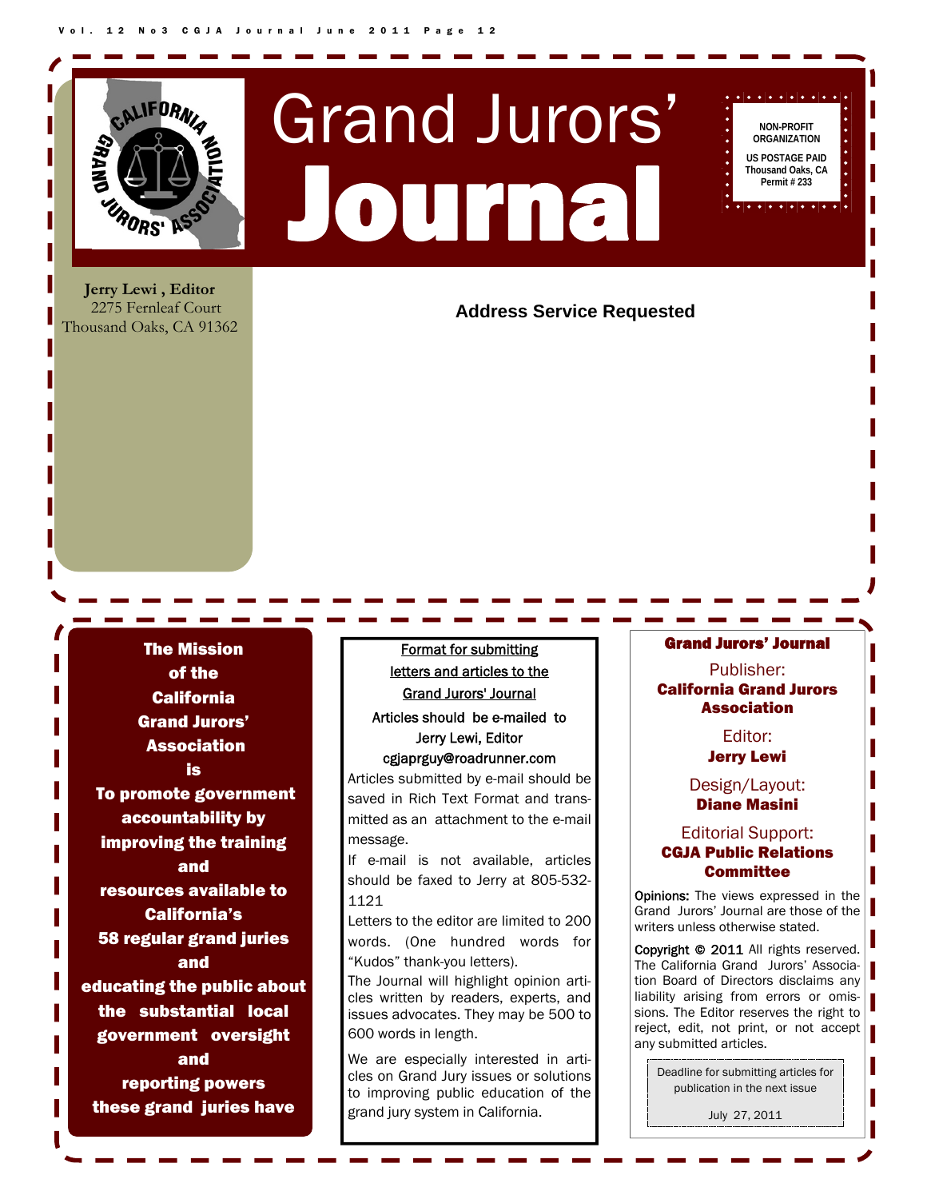# Grand Jurors' Journal

**Jerry Lewi , Editor**
2275 Fernleaf Court
Thousand Oaks, CA 91362

NON-PROFIT ORGANIZATION

US POSTAGE PAID
Thousand Oaks, CA
Permit # 233

**Address Service Requested**

---

**The Mission of the California Grand Jurors' Association is To promote government accountability by improving the training and resources available to California's 58 regular grand juries and educating the public about the substantial local government oversight and reporting powers these grand juries have**

---

**Format for submitting letters and articles to the Grand Jurors' Journal**

Articles should be e-mailed to Jerry Lewi, Editor
cgjaprguy@roadrunner.com

Articles submitted by e-mail should be saved in Rich Text Format and transmitted as an attachment to the e-mail message.

If e-mail is not available, articles should be faxed to Jerry at 805-532-1121

Letters to the editor are limited to 200 words. (One hundred words for "Kudos" thank-you letters).

The Journal will highlight opinion articles written by readers, experts, and issues advocates. They may be 500 to 600 words in length.

We are especially interested in articles on Grand Jury issues or solutions to improving public education of the grand jury system in California.

---

**Grand Jurors' Journal**

Publisher:
**California Grand Jurors Association**

Editor:
**Jerry Lewi**

Design/Layout:
**Diane Masini**

Editorial Support:
**CGJA Public Relations Committee**

**Opinions:** The views expressed in the Grand Jurors' Journal are those of the writers unless otherwise stated.

**Copyright © 2011** All rights reserved. The California Grand Jurors' Association Board of Directors disclaims any liability arising from errors or omissions. The Editor reserves the right to reject, edit, not print, or not accept any submitted articles.

Deadline for submitting articles for publication in the next issue

July 27, 2011